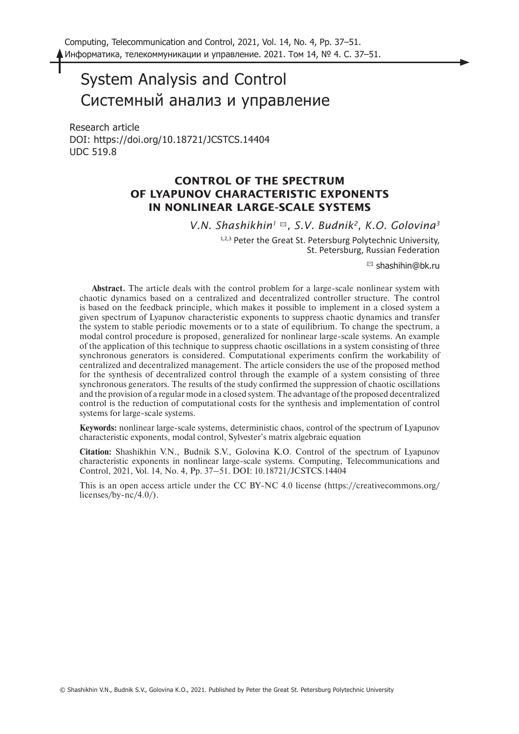# System Analysis and Control
# Системный анализ и управление

Research article
DOI: https://doi.org/10.18721/JCSTCS.14404
UDC 519.8

## CONTROL OF THE SPECTRUM OF LYAPUNOV CHARACTERISTIC EXPONENTS IN NONLINEAR LARGE-SCALE SYSTEMS

*V.N. Shashikhin*[1] ✉, *S.V. Budnik*[2], *K.O. Golovina*[3]

[1,2,3] Peter the Great St. Petersburg Polytechnic University, St. Petersburg, Russian Federation

✉ shashihin@bk.ru

**Abstract.** The article deals with the control problem for a large-scale nonlinear system with chaotic dynamics based on a centralized and decentralized controller structure. The control is based on the feedback principle, which makes it possible to implement in a closed system a given spectrum of Lyapunov characteristic exponents to suppress chaotic dynamics and transfer the system to stable periodic movements or to a state of equilibrium. To change the spectrum, a modal control procedure is proposed, generalized for nonlinear large-scale systems. An example of the application of this technique to suppress chaotic oscillations in a system consisting of three synchronous generators is considered. Computational experiments confirm the workability of centralized and decentralized management. The article considers the use of the proposed method for the synthesis of decentralized control through the example of a system consisting of three synchronous generators. The results of the study confirmed the suppression of chaotic oscillations and the provision of a regular mode in a closed system. The advantage of the proposed decentralized control is the reduction of computational costs for the synthesis and implementation of control systems for large-scale systems.

**Keywords:** nonlinear large-scale systems, deterministic chaos, control of the spectrum of Lyapunov characteristic exponents, modal control, Sylvester's matrix algebraic equation

**Citation:** Shashikhin V.N., Budnik S.V., Golovina K.O. Control of the spectrum of Lyapunov characteristic exponents in nonlinear large-scale systems. Computing, Telecommunications and Control, 2021, Vol. 14, No. 4, Pp. 37–51. DOI: 10.18721/JCSTCS.14404

This is an open access article under the CC BY-NC 4.0 license (https://creativecommons.org/licenses/by-nc/4.0/).

© Shashikhin V.N., Budnik S.V., Golovina K.O., 2021. Published by Peter the Great St. Petersburg Polytechnic University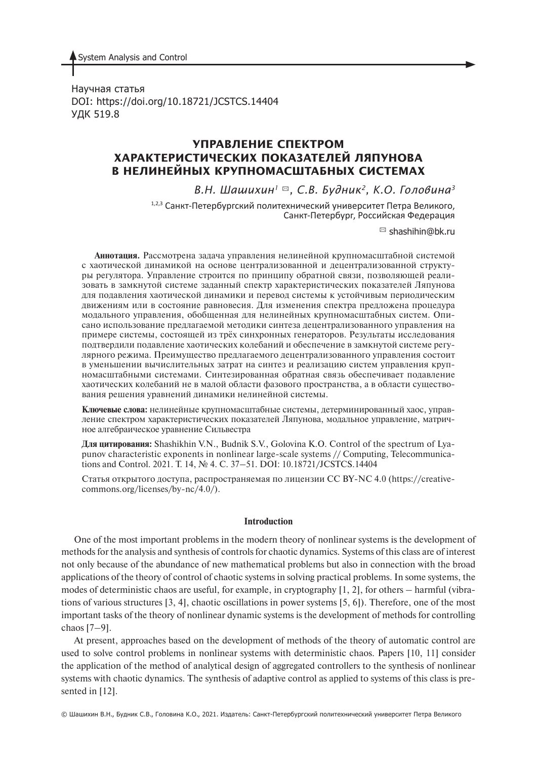Научная статья
DOI: https://doi.org/10.18721/JCSTCS.14404
УДК 519.8

# УПРАВЛЕНИЕ СПЕКТРОМ ХАРАКТЕРИСТИЧЕСКИХ ПОКАЗАТЕЛЕЙ ЛЯПУНОВА В НЕЛИНЕЙНЫХ КРУПНОМАСШТАБНЫХ СИСТЕМАХ

*В.Н. Шашихин*[1] ✉, *С.В. Будник*[2], *К.О. Головина*[3]

[1,2,3] Санкт-Петербургский политехнический университет Петра Великого, Санкт-Петербург, Российская Федерация

✉ shashihin@bk.ru

**Аннотация.** Рассмотрена задача управления нелинейной крупномасштабной системой с хаотической динамикой на основе централизованной и децентрализованной структуры регулятора. Управление строится по принципу обратной связи, позволяющей реализовать в замкнутой системе заданный спектр характеристических показателей Ляпунова для подавления хаотической динамики и перевод системы к устойчивым периодическим движениям или в состояние равновесия. Для изменения спектра предложена процедура модального управления, обобщенная для нелинейных крупномасштабных систем. Описано использование предлагаемой методики синтеза децентрализованного управления на примере системы, состоящей из трёх синхронных генераторов. Результаты исследования подтвердили подавление хаотических колебаний и обеспечение в замкнутой системе регулярного режима. Преимущество предлагаемого децентрализованного управления состоит в уменьшении вычислительных затрат на синтез и реализацию систем управления крупномасштабными системами. Синтезированная обратная связь обеспечивает подавление хаотических колебаний не в малой области фазового пространства, а в области существования решения уравнений динамики нелинейной системы.

**Ключевые слова:** нелинейные крупномасштабные системы, детерминированный хаос, управление спектром характеристических показателей Ляпунова, модальное управление, матричное алгебраическое уравнение Сильвестра

**Для цитирования:** Shashikhin V.N., Budnik S.V., Golovina K.O. Control of the spectrum of Lyapunov characteristic exponents in nonlinear large-scale systems // Computing, Telecommunications and Control. 2021. Т. 14, № 4. С. 37–51. DOI: 10.18721/JCSTCS.14404

Статья открытого доступа, распространяемая по лицензии CC BY-NC 4.0 (https://creativecommons.org/licenses/by-nc/4.0/).

## Introduction

One of the most important problems in the modern theory of nonlinear systems is the development of methods for the analysis and synthesis of controls for chaotic dynamics. Systems of this class are of interest not only because of the abundance of new mathematical problems but also in connection with the broad applications of the theory of control of chaotic systems in solving practical problems. In some systems, the modes of deterministic chaos are useful, for example, in cryptography [1, 2], for others – harmful (vibrations of various structures [3, 4], chaotic oscillations in power systems [5, 6]). Therefore, one of the most important tasks of the theory of nonlinear dynamic systems is the development of methods for controlling chaos [7–9].

At present, approaches based on the development of methods of the theory of automatic control are used to solve control problems in nonlinear systems with deterministic chaos. Papers [10, 11] consider the application of the method of analytical design of aggregated controllers to the synthesis of nonlinear systems with chaotic dynamics. The synthesis of adaptive control as applied to systems of this class is presented in [12].

© Шашихин В.Н., Будник С.В., Головина К.О., 2021. Издатель: Санкт-Петербургский политехнический университет Петра Великого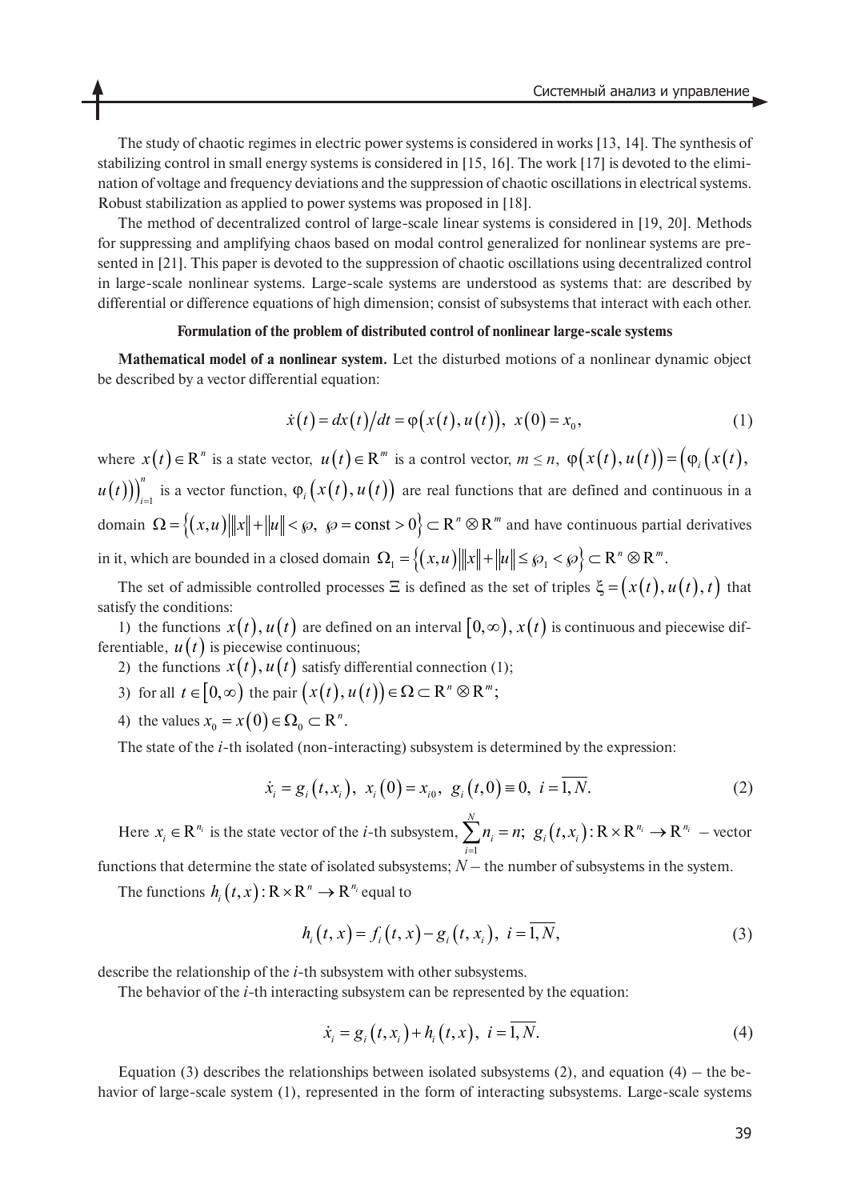The study of chaotic regimes in electric power systems is considered in works [13, 14]. The synthesis of stabilizing control in small energy systems is considered in [15, 16]. The work [17] is devoted to the elimination of voltage and frequency deviations and the suppression of chaotic oscillations in electrical systems. Robust stabilization as applied to power systems was proposed in [18].

The method of decentralized control of large-scale linear systems is considered in [19, 20]. Methods for suppressing and amplifying chaos based on modal control generalized for nonlinear systems are presented in [21]. This paper is devoted to the suppression of chaotic oscillations using decentralized control in large-scale nonlinear systems. Large-scale systems are understood as systems that: are described by differential or difference equations of high dimension; consist of subsystems that interact with each other.

### Formulation of the problem of distributed control of nonlinear large-scale systems

**Mathematical model of a nonlinear system.** Let the disturbed motions of a nonlinear dynamic object be described by a vector differential equation:

$$\dot{x}(t) = dx(t)/dt = \varphi(x(t), u(t)), \;\; x(0) = x_0, \tag{1}$$

where $x(t) \in \mathrm{R}^n$ is a state vector, $u(t) \in \mathrm{R}^m$ is a control vector, $m \le n$, $\varphi(x(t), u(t)) = (\varphi_i(x(t), u(t)))_{i=1}^{n}$ is a vector function, $\varphi_i(x(t), u(t))$ are real functions that are defined and continuous in a domain $\Omega = \{(x,u) \mid \|x\| + \|u\| < \wp, \; \wp = \mathrm{const} > 0\} \subset \mathrm{R}^n \otimes \mathrm{R}^m$ and have continuous partial derivatives in it, which are bounded in a closed domain $\Omega_1 = \{(x,u) \mid \|x\| + \|u\| \le \wp_1 < \wp\} \subset \mathrm{R}^n \otimes \mathrm{R}^m$.

The set of admissible controlled processes $\Xi$ is defined as the set of triples $\xi = (x(t), u(t), t)$ that satisfy the conditions:

1) the functions $x(t), u(t)$ are defined on an interval $[0, \infty)$, $x(t)$ is continuous and piecewise differentiable, $u(t)$ is piecewise continuous;

2) the functions $x(t), u(t)$ satisfy differential connection (1);

3) for all $t \in [0, \infty)$ the pair $(x(t), u(t)) \in \Omega \subset \mathrm{R}^n \otimes \mathrm{R}^m$;

4) the values $x_0 = x(0) \in \Omega_0 \subset \mathrm{R}^n$.

The state of the $i$-th isolated (non-interacting) subsystem is determined by the expression:

$$\dot{x}_i = g_i(t, x_i), \;\; x_i(0) = x_{i0}, \;\; g_i(t, 0) \equiv 0, \;\; i = \overline{1, N}. \tag{2}$$

Here $x_i \in \mathrm{R}^{n_i}$ is the state vector of the $i$-th subsystem, $\sum_{i=1}^{N} n_i = n$; $g_i(t, x_i): \mathrm{R} \times \mathrm{R}^{n_i} \to \mathrm{R}^{n_i}$ – vector functions that determine the state of isolated subsystems; $N$ – the number of subsystems in the system.

The functions $h_i(t, x): \mathrm{R} \times \mathrm{R}^n \to \mathrm{R}^{n_i}$ equal to

$$h_i(t, x) = f_i(t, x) - g_i(t, x_i), \;\; i = \overline{1, N}, \tag{3}$$

describe the relationship of the $i$-th subsystem with other subsystems.

The behavior of the $i$-th interacting subsystem can be represented by the equation:

$$\dot{x}_i = g_i(t, x_i) + h_i(t, x), \;\; i = \overline{1, N}. \tag{4}$$

Equation (3) describes the relationships between isolated subsystems (2), and equation (4) – the behavior of large-scale system (1), represented in the form of interacting subsystems. Large-scale systems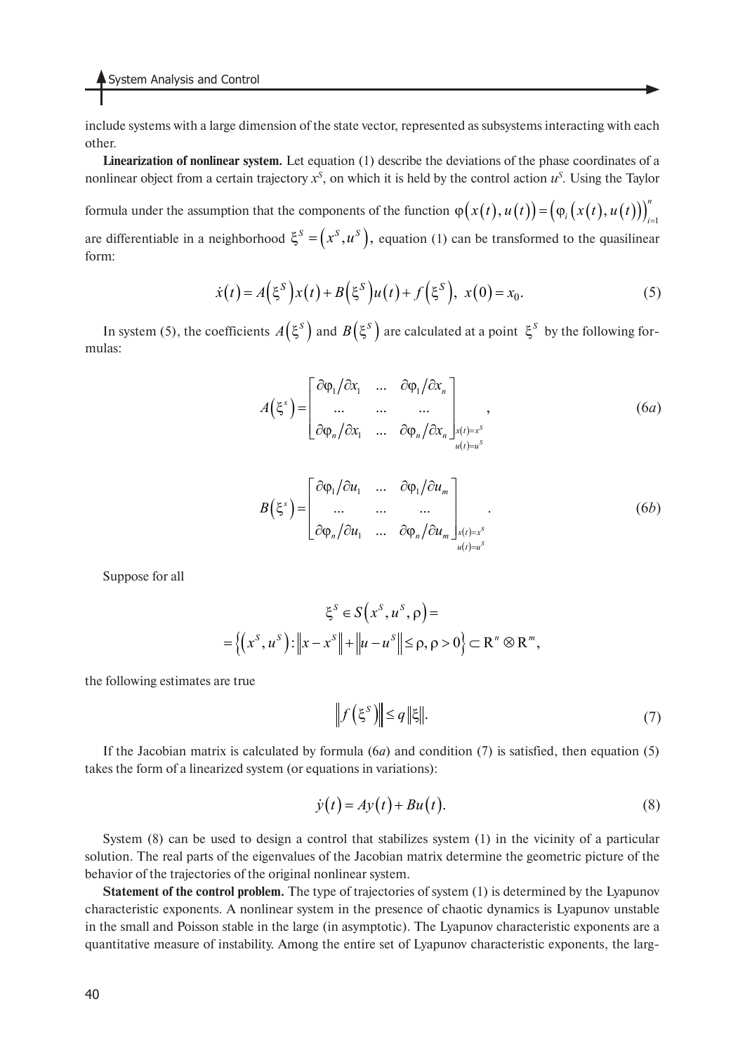include systems with a large dimension of the state vector, represented as subsystems interacting with each other.

**Linearization of nonlinear system.** Let equation (1) describe the deviations of the phase coordinates of a nonlinear object from a certain trajectory $x^S$, on which it is held by the control action $u^S$. Using the Taylor formula under the assumption that the components of the function $\varphi(x(t),u(t)) = (\varphi_i(x(t),u(t)))_{i=1}^{n}$ are differentiable in a neighborhood $\xi^S = (x^S, u^S)$, equation (1) can be transformed to the quasilinear form:

$$\dot{x}(t) = A(\xi^S)x(t) + B(\xi^S)u(t) + f(\xi^S),\ x(0) = x_0. \tag{5}$$

In system (5), the coefficients $A(\xi^S)$ and $B(\xi^S)$ are calculated at a point $\xi^S$ by the following formulas:

$$A(\xi^s) = \begin{bmatrix} \partial\varphi_1/\partial x_1 & \dots & \partial\varphi_1/\partial x_n \\ \dots & \dots & \dots \\ \partial\varphi_n/\partial x_1 & \dots & \partial\varphi_n/\partial x_n \end{bmatrix}_{\substack{x(t)=x^S \\ u(t)=u^S}}, \tag{6a}$$

$$B(\xi^s) = \begin{bmatrix} \partial\varphi_1/\partial u_1 & \dots & \partial\varphi_1/\partial u_m \\ \dots & \dots & \dots \\ \partial\varphi_n/\partial u_1 & \dots & \partial\varphi_n/\partial u_m \end{bmatrix}_{\substack{x(t)=x^S \\ u(t)=u^S}}. \tag{6b}$$

Suppose for all

$$\xi^S \in S(x^S, u^S, \rho) = \\ = \left\{(x^S, u^S) : \|x - x^S\| + \|u - u^S\| \le \rho, \rho > 0\right\} \subset \mathrm{R}^n \otimes \mathrm{R}^m,$$

the following estimates are true

$$\left\|f(\xi^S)\right\| \le q\|\xi\|. \tag{7}$$

If the Jacobian matrix is calculated by formula (6*a*) and condition (7) is satisfied, then equation (5) takes the form of a linearized system (or equations in variations):

$$\dot{y}(t) = Ay(t) + Bu(t). \tag{8}$$

System (8) can be used to design a control that stabilizes system (1) in the vicinity of a particular solution. The real parts of the eigenvalues of the Jacobian matrix determine the geometric picture of the behavior of the trajectories of the original nonlinear system.

**Statement of the control problem.** The type of trajectories of system (1) is determined by the Lyapunov characteristic exponents. A nonlinear system in the presence of chaotic dynamics is Lyapunov unstable in the small and Poisson stable in the large (in asymptotic). The Lyapunov characteristic exponents are a quantitative measure of instability. Among the entire set of Lyapunov characteristic exponents, the larg-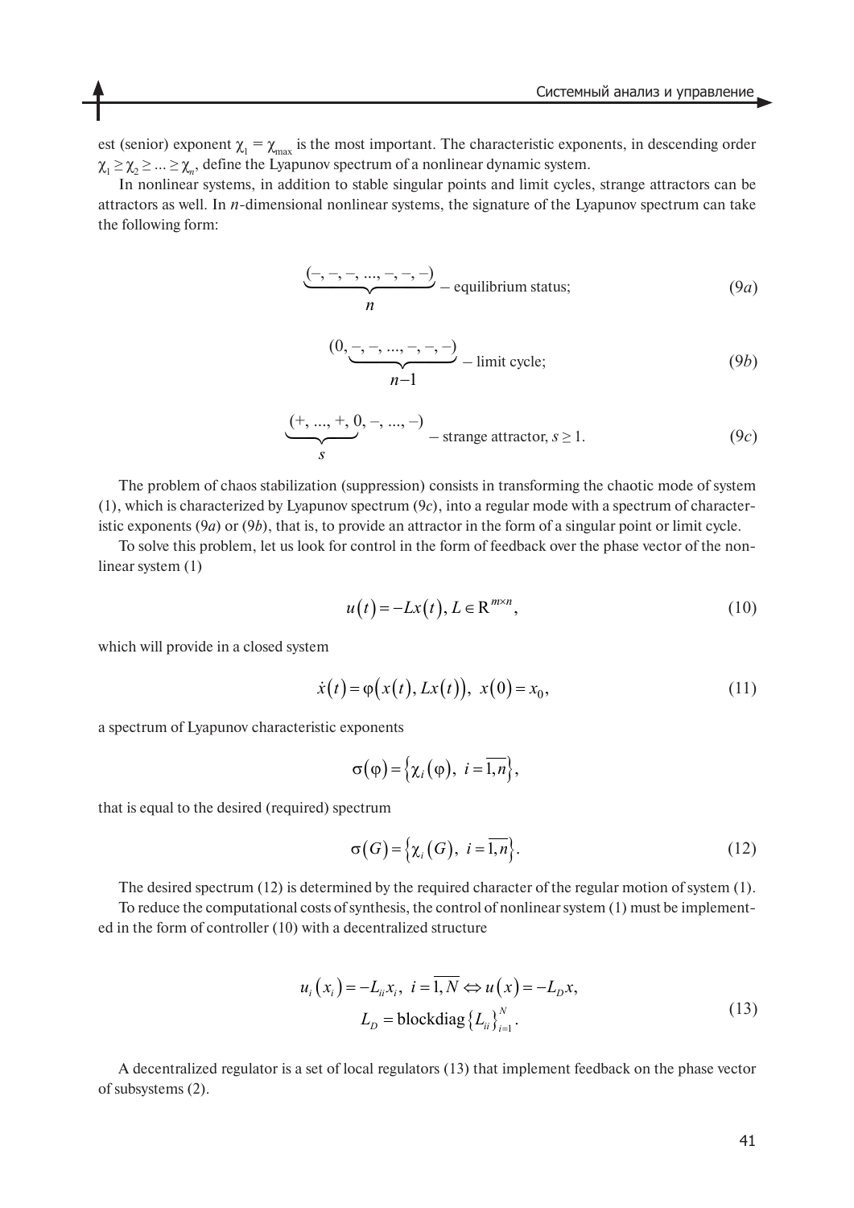est (senior) exponent $\chi_1 = \chi_{\max}$ is the most important. The characteristic exponents, in descending order $\chi_1 \geq \chi_2 \geq \ldots \geq \chi_n$, define the Lyapunov spectrum of a nonlinear dynamic system.

In nonlinear systems, in addition to stable singular points and limit cycles, strange attractors can be attractors as well. In $n$-dimensional nonlinear systems, the signature of the Lyapunov spectrum can take the following form:

$$\underbrace{(-,-,-,\ldots,-,-,-)}_{n} \text{ – equilibrium status;} \tag{9a}$$

$$(0,\underbrace{-,-,\ldots,-,-,-)}_{n-1} \text{ – limit cycle;} \tag{9b}$$

$$\underbrace{(+,\ldots,+,0}_{s},-,\ldots,-) \text{ – strange attractor, } s \geq 1. \tag{9c}$$

The problem of chaos stabilization (suppression) consists in transforming the chaotic mode of system (1), which is characterized by Lyapunov spectrum (9$c$), into a regular mode with a spectrum of characteristic exponents (9$a$) or (9$b$), that is, to provide an attractor in the form of a singular point or limit cycle.

To solve this problem, let us look for control in the form of feedback over the phase vector of the nonlinear system (1)

$$u(t) = -Lx(t),\ L \in \mathrm{R}^{m \times n}, \tag{10}$$

which will provide in a closed system

$$\dot{x}(t) = \varphi(x(t), Lx(t)),\ \ x(0) = x_0, \tag{11}$$

a spectrum of Lyapunov characteristic exponents

$$\sigma(\varphi) = \left\{\chi_i(\varphi),\ i = \overline{1,n}\right\},$$

that is equal to the desired (required) spectrum

$$\sigma(G) = \left\{\chi_i(G),\ i = \overline{1,n}\right\}. \tag{12}$$

The desired spectrum (12) is determined by the required character of the regular motion of system (1).

To reduce the computational costs of synthesis, the control of nonlinear system (1) must be implemented in the form of controller (10) with a decentralized structure

$$u_i(x_i) = -L_{ii}x_i,\ i = \overline{1,N} \Leftrightarrow u(x) = -L_D x, \\ L_D = \operatorname{blockdiag}\left\{L_{ii}\right\}_{i=1}^{N}. \tag{13}$$

A decentralized regulator is a set of local regulators (13) that implement feedback on the phase vector of subsystems (2).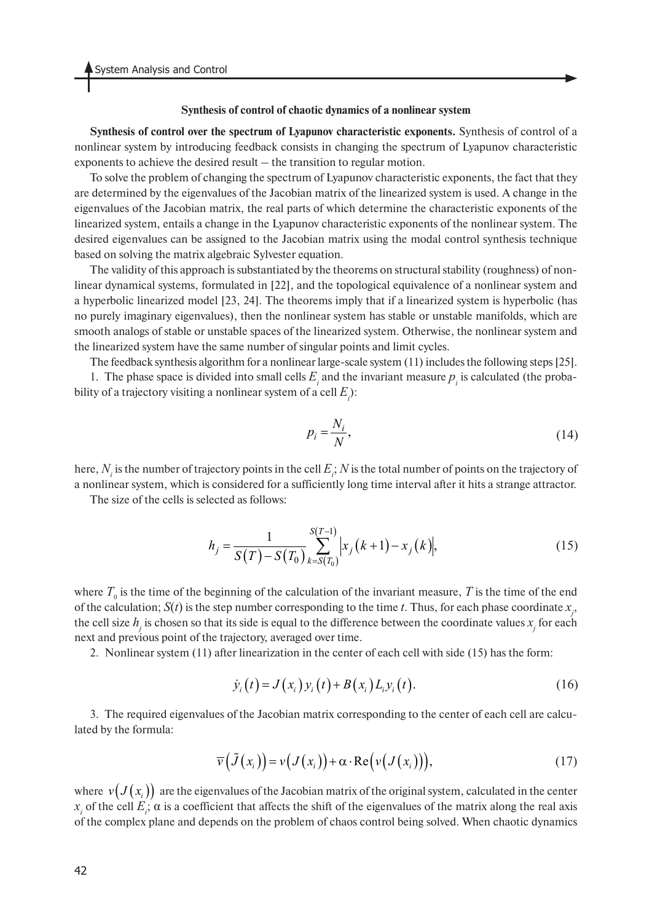### Synthesis of control of chaotic dynamics of a nonlinear system

**Synthesis of control over the spectrum of Lyapunov characteristic exponents.** Synthesis of control of a nonlinear system by introducing feedback consists in changing the spectrum of Lyapunov characteristic exponents to achieve the desired result – the transition to regular motion.

To solve the problem of changing the spectrum of Lyapunov characteristic exponents, the fact that they are determined by the eigenvalues of the Jacobian matrix of the linearized system is used. A change in the eigenvalues of the Jacobian matrix, the real parts of which determine the characteristic exponents of the linearized system, entails a change in the Lyapunov characteristic exponents of the nonlinear system. The desired eigenvalues can be assigned to the Jacobian matrix using the modal control synthesis technique based on solving the matrix algebraic Sylvester equation.

The validity of this approach is substantiated by the theorems on structural stability (roughness) of nonlinear dynamical systems, formulated in [22], and the topological equivalence of a nonlinear system and a hyperbolic linearized model [23, 24]. The theorems imply that if a linearized system is hyperbolic (has no purely imaginary eigenvalues), then the nonlinear system has stable or unstable manifolds, which are smooth analogs of stable or unstable spaces of the linearized system. Otherwise, the nonlinear system and the linearized system have the same number of singular points and limit cycles.

The feedback synthesis algorithm for a nonlinear large-scale system (11) includes the following steps [25].

1. The phase space is divided into small cells $E_i$ and the invariant measure $p_i$ is calculated (the probability of a trajectory visiting a nonlinear system of a cell $E_i$):

$$p_i = \frac{N_i}{N}, \tag{14}$$

here, $N_i$ is the number of trajectory points in the cell $E_i$; $N$ is the total number of points on the trajectory of a nonlinear system, which is considered for a sufficiently long time interval after it hits a strange attractor.

The size of the cells is selected as follows:

$$h_j = \frac{1}{S(T) - S(T_0)} \sum_{k=S(T_0)}^{S(T-1)} \left| x_j(k+1) - x_j(k) \right|, \tag{15}$$

where $T_0$ is the time of the beginning of the calculation of the invariant measure, $T$ is the time of the end of the calculation; $S(t)$ is the step number corresponding to the time $t$. Thus, for each phase coordinate $x_j$, the cell size $h_j$ is chosen so that its side is equal to the difference between the coordinate values $x_j$ for each next and previous point of the trajectory, averaged over time.

2. Nonlinear system (11) after linearization in the center of each cell with side (15) has the form:

$$\dot{y}_i(t) = J(x_i)\, y_i(t) + B(x_i)\, L_i y_i(t). \tag{16}$$

3. The required eigenvalues of the Jacobian matrix corresponding to the center of each cell are calculated by the formula:

$$\overline{v}\left(\tilde{J}(x_i)\right) = v\left(J(x_i)\right) + \alpha \cdot \mathrm{Re}\left(v\left(J(x_i)\right)\right), \tag{17}$$

where $v\left(J(x_i)\right)$ are the eigenvalues of the Jacobian matrix of the original system, calculated in the center $x_i$ of the cell $E_i$; $\alpha$ is a coefficient that affects the shift of the eigenvalues of the matrix along the real axis of the complex plane and depends on the problem of chaos control being solved. When chaotic dynamics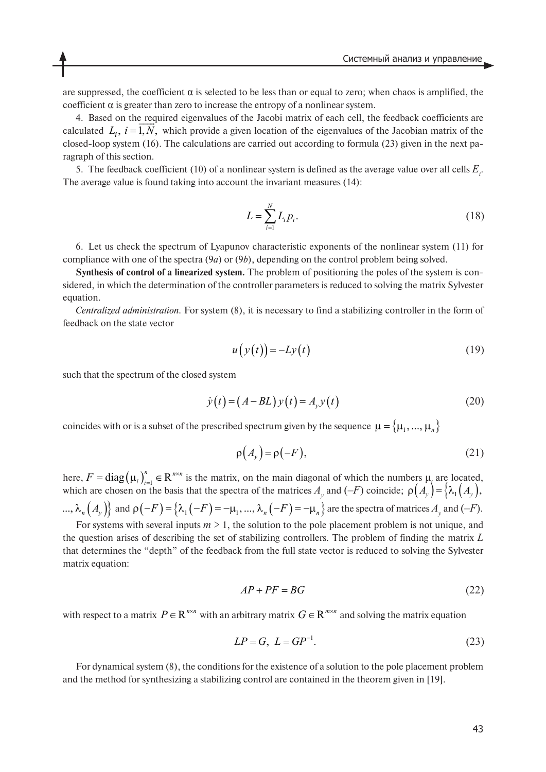are suppressed, the coefficient $\alpha$ is selected to be less than or equal to zero; when chaos is amplified, the coefficient $\alpha$ is greater than zero to increase the entropy of a nonlinear system.

4. Based on the required eigenvalues of the Jacobi matrix of each cell, the feedback coefficients are calculated $L_i,\ i=\overline{1,N},$ which provide a given location of the eigenvalues of the Jacobian matrix of the closed-loop system (16). The calculations are carried out according to formula (23) given in the next paragraph of this section.

5. The feedback coefficient (10) of a nonlinear system is defined as the average value over all cells $E_i$. The average value is found taking into account the invariant measures (14):

$$L=\sum_{i=1}^{N} L_i p_i. \tag{18}$$

6. Let us check the spectrum of Lyapunov characteristic exponents of the nonlinear system (11) for compliance with one of the spectra (9*a*) or (9*b*), depending on the control problem being solved.

**Synthesis of control of a linearized system.** The problem of positioning the poles of the system is considered, in which the determination of the controller parameters is reduced to solving the matrix Sylvester equation.

*Centralized administration.* For system (8), it is necessary to find a stabilizing controller in the form of feedback on the state vector

$$u\big(y(t)\big)=-Ly(t) \tag{19}$$

such that the spectrum of the closed system

$$\dot{y}(t)=\big(A-BL\big)y(t)=A_y y(t) \tag{20}$$

coincides with or is a subset of the prescribed spectrum given by the sequence $\mu=\{\mu_1,\ldots,\mu_n\}$

$$\rho\big(A_y\big)=\rho\big(-F\big), \tag{21}$$

here, $F=\operatorname{diag}\big(\mu_i\big)_{i=1}^{n}\in R^{n\times n}$ is the matrix, on the main diagonal of which the numbers $\mu_i$ are located, which are chosen on the basis that the spectra of the matrices $A_y$ and $(-F)$ coincide; $\rho\big(A_y\big)=\big\{\lambda_1\big(A_y\big),\ldots,\lambda_n\big(A_y\big)\big\}$ and $\rho\big(-F\big)=\big\{\lambda_1\big(-F\big)=-\mu_1,\ldots,\lambda_n\big(-F\big)=-\mu_n\big\}$ are the spectra of matrices $A_y$ and $(-F)$.

For systems with several inputs $m>1$, the solution to the pole placement problem is not unique, and the question arises of describing the set of stabilizing controllers. The problem of finding the matrix $L$ that determines the "depth" of the feedback from the full state vector is reduced to solving the Sylvester matrix equation:

$$AP+PF=BG \tag{22}$$

with respect to a matrix $P\in R^{n\times n}$ with an arbitrary matrix $G\in R^{m\times n}$ and solving the matrix equation

$$LP=G,\ L=GP^{-1}. \tag{23}$$

For dynamical system (8), the conditions for the existence of a solution to the pole placement problem and the method for synthesizing a stabilizing control are contained in the theorem given in [19].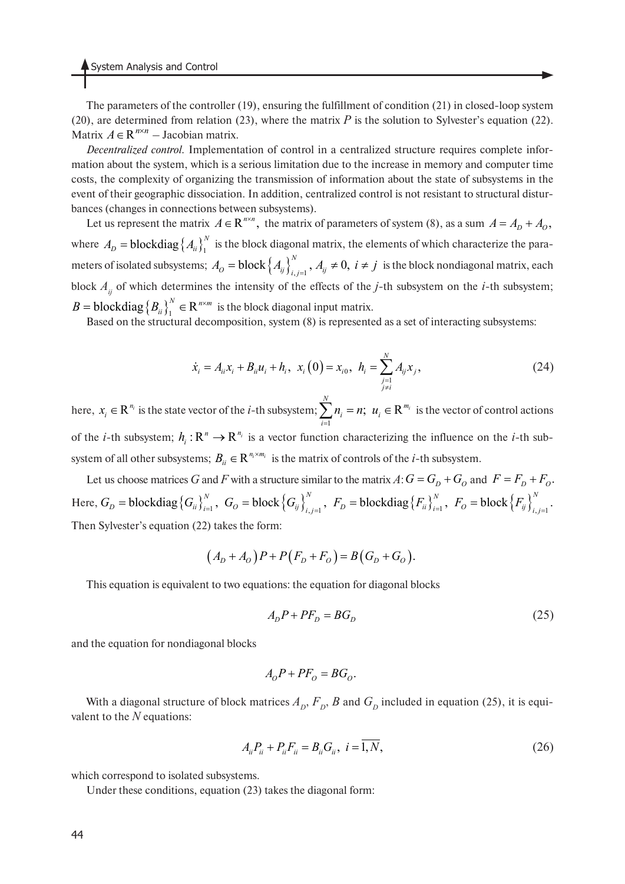The parameters of the controller (19), ensuring the fulfillment of condition (21) in closed-loop system (20), are determined from relation (23), where the matrix $P$ is the solution to Sylvester's equation (22). Matrix $A \in \mathrm{R}^{n \times n}$ – Jacobian matrix.

*Decentralized control.* Implementation of control in a centralized structure requires complete information about the system, which is a serious limitation due to the increase in memory and computer time costs, the complexity of organizing the transmission of information about the state of subsystems in the event of their geographic dissociation. In addition, centralized control is not resistant to structural disturbances (changes in connections between subsystems).

Let us represent the matrix $A \in \mathrm{R}^{n \times n}$, the matrix of parameters of system (8), as a sum $A = A_D + A_O$, where $A_D = \mathrm{blockdiag}\left\{A_{ii}\right\}_1^N$ is the block diagonal matrix, the elements of which characterize the parameters of isolated subsystems; $A_O = \mathrm{block}\left\{A_{ij}\right\}_{i,j=1}^N$, $A_{ij} \neq 0,\ i \neq j$ is the block nondiagonal matrix, each block $A_{ij}$ of which determines the intensity of the effects of the $j$-th subsystem on the $i$-th subsystem; $B = \mathrm{blockdiag}\left\{B_{ii}\right\}_1^N \in \mathrm{R}^{n \times m}$ is the block diagonal input matrix.

Based on the structural decomposition, system (8) is represented as a set of interacting subsystems:

$$\dot{x}_i = A_{ii}x_i + B_{ii}u_i + h_i,\ x_i(0) = x_{i0},\ h_i = \sum_{\substack{j=1 \\ j \neq i}}^{N} A_{ij}x_j, \tag{24}$$

here, $x_i \in \mathrm{R}^{n_i}$ is the state vector of the $i$-th subsystem; $\sum_{i=1}^{N} n_i = n$; $u_i \in \mathrm{R}^{m_i}$ is the vector of control actions of the $i$-th subsystem; $h_i : \mathrm{R}^n \to \mathrm{R}^{n_i}$ is a vector function characterizing the influence on the $i$-th subsystem of all other subsystems; $B_{ii} \in \mathrm{R}^{n_i \times m_i}$ is the matrix of controls of the $i$-th subsystem.

Let us choose matrices $G$ and $F$ with a structure similar to the matrix $A$: $G = G_D + G_O$ and $F = F_D + F_O$. Here, $G_D = \mathrm{blockdiag}\left\{G_{ii}\right\}_{i=1}^N$, $G_O = \mathrm{block}\left\{G_{ij}\right\}_{i,j=1}^N$, $F_D = \mathrm{blockdiag}\left\{F_{ii}\right\}_{i=1}^N$, $F_O = \mathrm{block}\left\{F_{ij}\right\}_{i,j=1}^N$. Then Sylvester's equation (22) takes the form:

$$\left(A_D + A_O\right)P + P\left(F_D + F_O\right) = B\left(G_D + G_O\right).$$

This equation is equivalent to two equations: the equation for diagonal blocks

$$A_D P + P F_D = B G_D \tag{25}$$

and the equation for nondiagonal blocks

$$A_O P + P F_O = B G_O.$$

With a diagonal structure of block matrices $A_D$, $F_D$, $B$ and $G_D$ included in equation (25), it is equivalent to the $N$ equations:

$$A_{ii}P_{ii} + P_{ii}F_{ii} = B_{ii}G_{ii},\ i = \overline{1,N}, \tag{26}$$

which correspond to isolated subsystems.

Under these conditions, equation (23) takes the diagonal form: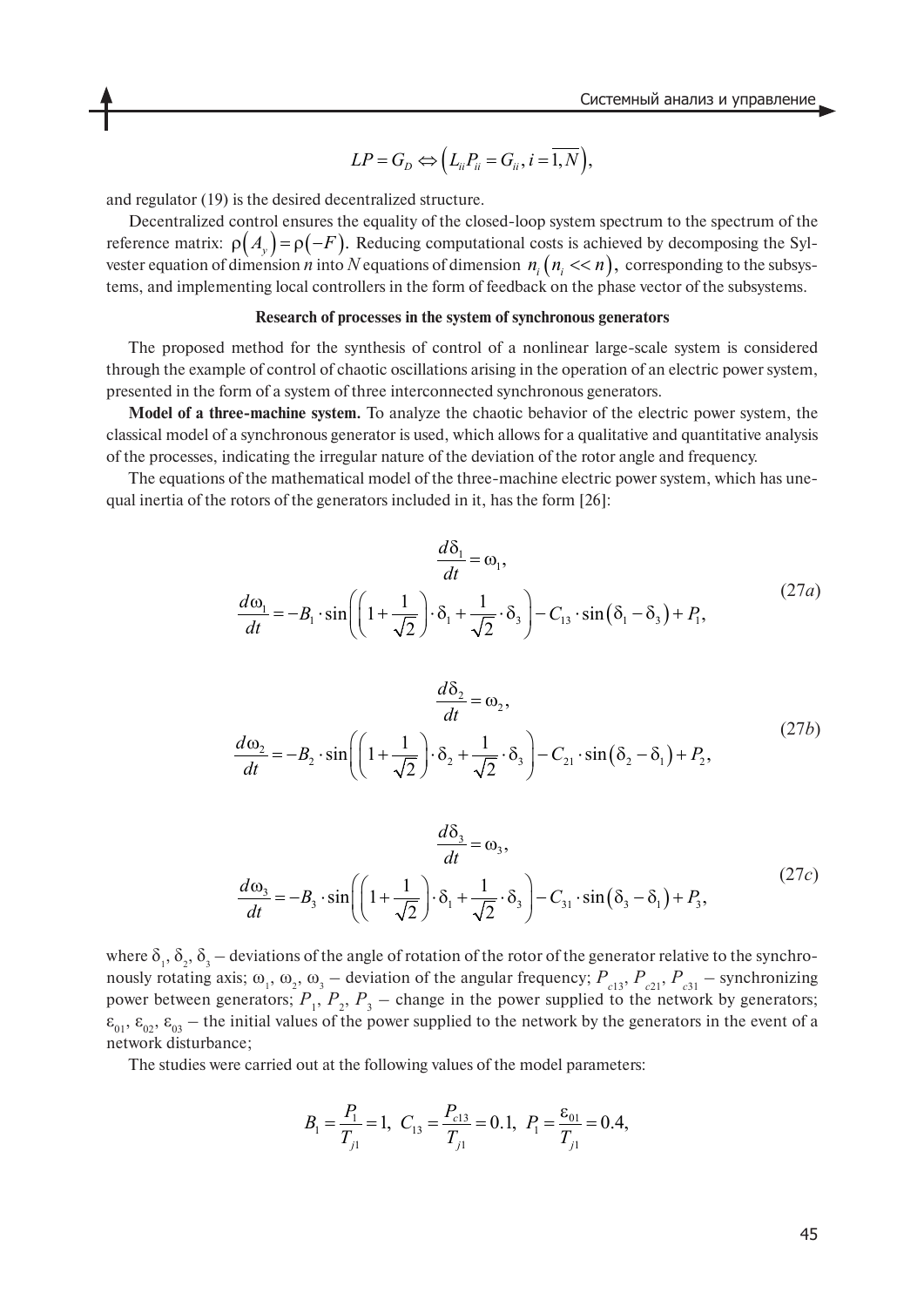$$LP = G_D \Leftrightarrow \left( L_{ii} P_{ii} = G_{ii}, i = \overline{1, N} \right),$$

and regulator (19) is the desired decentralized structure.

Decentralized control ensures the equality of the closed-loop system spectrum to the spectrum of the reference matrix: $\rho(A_y) = \rho(-F)$. Reducing computational costs is achieved by decomposing the Sylvester equation of dimension $n$ into $N$ equations of dimension $n_i \, (n_i << n)$, corresponding to the subsystems, and implementing local controllers in the form of feedback on the phase vector of the subsystems.

### Research of processes in the system of synchronous generators

The proposed method for the synthesis of control of a nonlinear large-scale system is considered through the example of control of chaotic oscillations arising in the operation of an electric power system, presented in the form of a system of three interconnected synchronous generators.

**Model of a three-machine system.** To analyze the chaotic behavior of the electric power system, the classical model of a synchronous generator is used, which allows for a qualitative and quantitative analysis of the processes, indicating the irregular nature of the deviation of the rotor angle and frequency.

The equations of the mathematical model of the three-machine electric power system, which has unequal inertia of the rotors of the generators included in it, has the form [26]:

$$\begin{gathered} \frac{d\delta_1}{dt} = \omega_1, \\ \frac{d\omega_1}{dt} = -B_1 \cdot \sin\left( \left( 1 + \frac{1}{\sqrt{2}} \right) \cdot \delta_1 + \frac{1}{\sqrt{2}} \cdot \delta_3 \right) - C_{13} \cdot \sin\left( \delta_1 - \delta_3 \right) + P_1, \end{gathered} \tag{27a}$$

$$\begin{gathered} \frac{d\delta_2}{dt} = \omega_2, \\ \frac{d\omega_2}{dt} = -B_2 \cdot \sin\left( \left( 1 + \frac{1}{\sqrt{2}} \right) \cdot \delta_2 + \frac{1}{\sqrt{2}} \cdot \delta_3 \right) - C_{21} \cdot \sin\left( \delta_2 - \delta_1 \right) + P_2, \end{gathered} \tag{27b}$$

$$\begin{gathered} \frac{d\delta_3}{dt} = \omega_3, \\ \frac{d\omega_3}{dt} = -B_3 \cdot \sin\left( \left( 1 + \frac{1}{\sqrt{2}} \right) \cdot \delta_1 + \frac{1}{\sqrt{2}} \cdot \delta_3 \right) - C_{31} \cdot \sin\left( \delta_3 - \delta_1 \right) + P_3, \end{gathered} \tag{27c}$$

where $\delta_1$, $\delta_2$, $\delta_3$ – deviations of the angle of rotation of the rotor of the generator relative to the synchronously rotating axis; $\omega_1$, $\omega_2$, $\omega_3$ – deviation of the angular frequency; $P_{c13}$, $P_{c21}$, $P_{c31}$ – synchronizing power between generators; $P_1$, $P_2$, $P_3$ – change in the power supplied to the network by generators; $\varepsilon_{01}$, $\varepsilon_{02}$, $\varepsilon_{03}$ – the initial values of the power supplied to the network by the generators in the event of a network disturbance;

The studies were carried out at the following values of the model parameters:

$$B_1 = \frac{P_1}{T_{j1}} = 1, \; C_{13} = \frac{P_{c13}}{T_{j1}} = 0.1, \; P_1 = \frac{\varepsilon_{01}}{T_{j1}} = 0.4,$$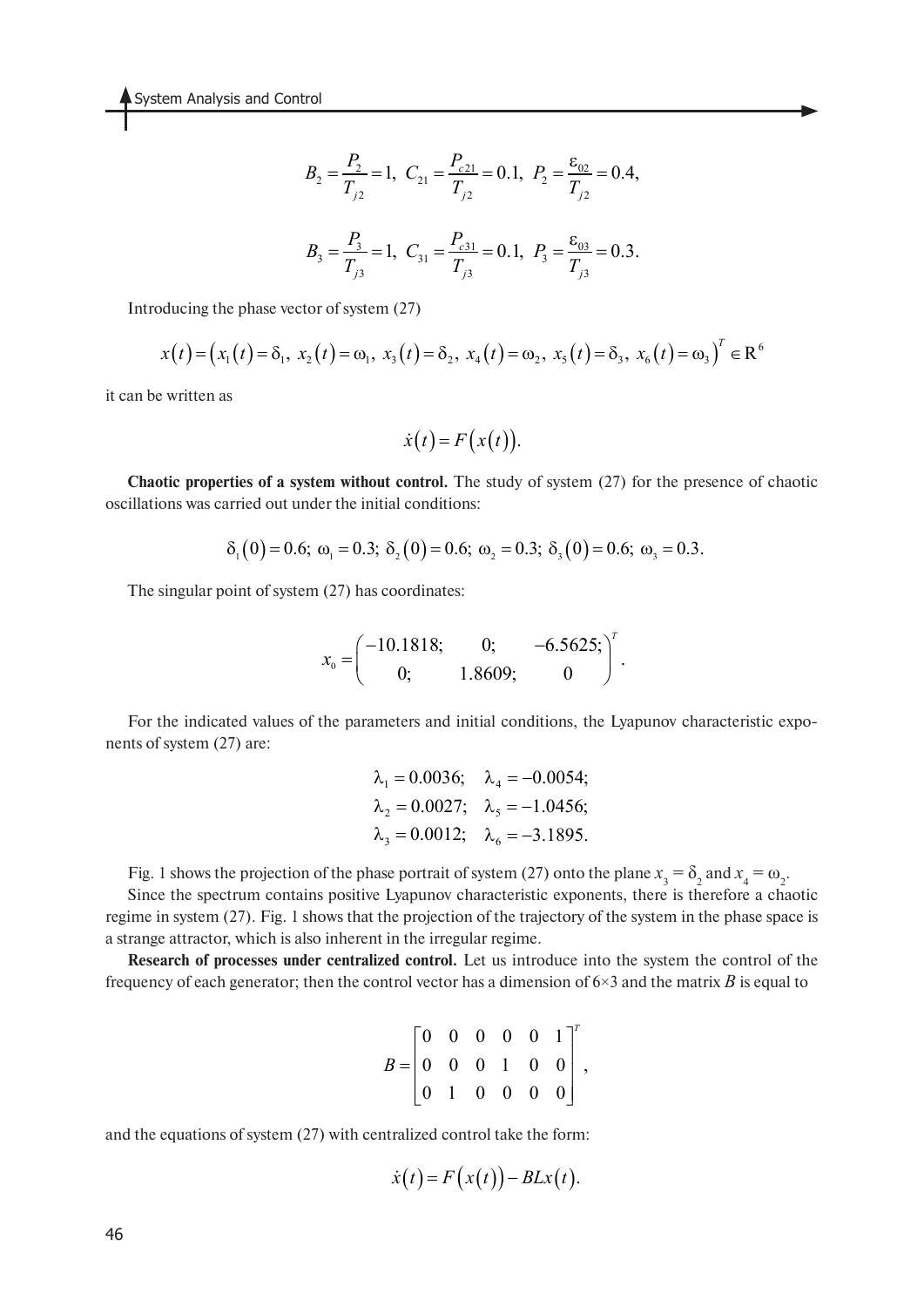$$B_2 = \frac{P_2}{T_{j2}} = 1,\ C_{21} = \frac{P_{c21}}{T_{j2}} = 0.1,\ P_2 = \frac{\varepsilon_{02}}{T_{j2}} = 0.4,$$

$$B_3 = \frac{P_3}{T_{j3}} = 1,\ C_{31} = \frac{P_{c31}}{T_{j3}} = 0.1,\ P_3 = \frac{\varepsilon_{03}}{T_{j3}} = 0.3.$$

Introducing the phase vector of system (27)

$$x(t) = \left(x_1(t) = \delta_1,\ x_2(t) = \omega_1,\ x_3(t) = \delta_2,\ x_4(t) = \omega_2,\ x_5(t) = \delta_3,\ x_6(t) = \omega_3\right)^T \in \mathrm{R}^6$$

it can be written as

$$\dot{x}(t) = F\left(x(t)\right).$$

**Chaotic properties of a system without control.** The study of system (27) for the presence of chaotic oscillations was carried out under the initial conditions:

$$\delta_1(0) = 0.6;\ \omega_1 = 0.3;\ \delta_2(0) = 0.6;\ \omega_2 = 0.3;\ \delta_3(0) = 0.6;\ \omega_3 = 0.3.$$

The singular point of system (27) has coordinates:

$$x_0 = \begin{pmatrix} -10.1818; & 0; & -6.5625; \\ 0; & 1.8609; & 0 \end{pmatrix}^T.$$

For the indicated values of the parameters and initial conditions, the Lyapunov characteristic exponents of system (27) are:

$$\lambda_1 = 0.0036; \quad \lambda_4 = -0.0054;$$
$$\lambda_2 = 0.0027; \quad \lambda_5 = -1.0456;$$
$$\lambda_3 = 0.0012; \quad \lambda_6 = -3.1895.$$

Fig. 1 shows the projection of the phase portrait of system (27) onto the plane $x_3 = \delta_2$ and $x_4 = \omega_2$.

Since the spectrum contains positive Lyapunov characteristic exponents, there is therefore a chaotic regime in system (27). Fig. 1 shows that the projection of the trajectory of the system in the phase space is a strange attractor, which is also inherent in the irregular regime.

**Research of processes under centralized control.** Let us introduce into the system the control of the frequency of each generator; then the control vector has a dimension of 6×3 and the matrix $B$ is equal to

$$B = \begin{bmatrix} 0 & 0 & 0 & 0 & 0 & 1 \\ 0 & 0 & 0 & 1 & 0 & 0 \\ 0 & 1 & 0 & 0 & 0 & 0 \end{bmatrix}^T,$$

and the equations of system (27) with centralized control take the form:

$$\dot{x}(t) = F\left(x(t)\right) - BLx(t).$$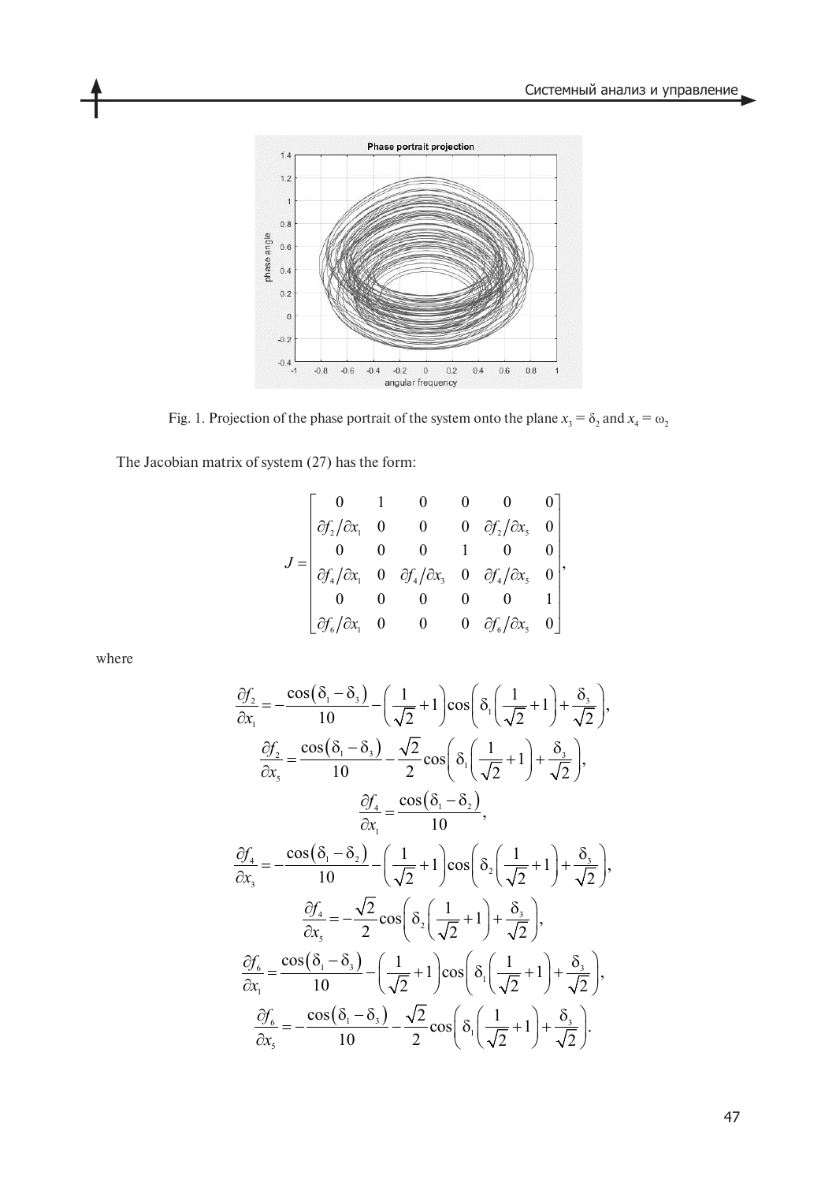Fig. 1. Projection of the phase portrait of the system onto the plane $x_3 = \delta_2$ and $x_4 = \omega_2$

The Jacobian matrix of system (27) has the form:

$$J = \begin{bmatrix} 0 & 1 & 0 & 0 & 0 & 0 \\ \partial f_2/\partial x_1 & 0 & 0 & 0 & \partial f_2/\partial x_5 & 0 \\ 0 & 0 & 0 & 1 & 0 & 0 \\ \partial f_4/\partial x_1 & 0 & \partial f_4/\partial x_3 & 0 & \partial f_4/\partial x_5 & 0 \\ 0 & 0 & 0 & 0 & 0 & 1 \\ \partial f_6/\partial x_1 & 0 & 0 & 0 & \partial f_6/\partial x_5 & 0 \end{bmatrix},$$

where

$$\frac{\partial f_2}{\partial x_1} = -\frac{\cos(\delta_1 - \delta_3)}{10} - \left(\frac{1}{\sqrt{2}} + 1\right)\cos\left(\delta_1\left(\frac{1}{\sqrt{2}} + 1\right) + \frac{\delta_3}{\sqrt{2}}\right),$$

$$\frac{\partial f_2}{\partial x_5} = \frac{\cos(\delta_1 - \delta_3)}{10} - \frac{\sqrt{2}}{2}\cos\left(\delta_1\left(\frac{1}{\sqrt{2}} + 1\right) + \frac{\delta_3}{\sqrt{2}}\right),$$

$$\frac{\partial f_4}{\partial x_1} = \frac{\cos(\delta_1 - \delta_2)}{10},$$

$$\frac{\partial f_4}{\partial x_3} = -\frac{\cos(\delta_1 - \delta_2)}{10} - \left(\frac{1}{\sqrt{2}} + 1\right)\cos\left(\delta_2\left(\frac{1}{\sqrt{2}} + 1\right) + \frac{\delta_3}{\sqrt{2}}\right),$$

$$\frac{\partial f_4}{\partial x_5} = -\frac{\sqrt{2}}{2}\cos\left(\delta_2\left(\frac{1}{\sqrt{2}} + 1\right) + \frac{\delta_3}{\sqrt{2}}\right),$$

$$\frac{\partial f_6}{\partial x_1} = \frac{\cos(\delta_1 - \delta_3)}{10} - \left(\frac{1}{\sqrt{2}} + 1\right)\cos\left(\delta_1\left(\frac{1}{\sqrt{2}} + 1\right) + \frac{\delta_3}{\sqrt{2}}\right),$$

$$\frac{\partial f_6}{\partial x_5} = -\frac{\cos(\delta_1 - \delta_3)}{10} - \frac{\sqrt{2}}{2}\cos\left(\delta_1\left(\frac{1}{\sqrt{2}} + 1\right) + \frac{\delta_3}{\sqrt{2}}\right).$$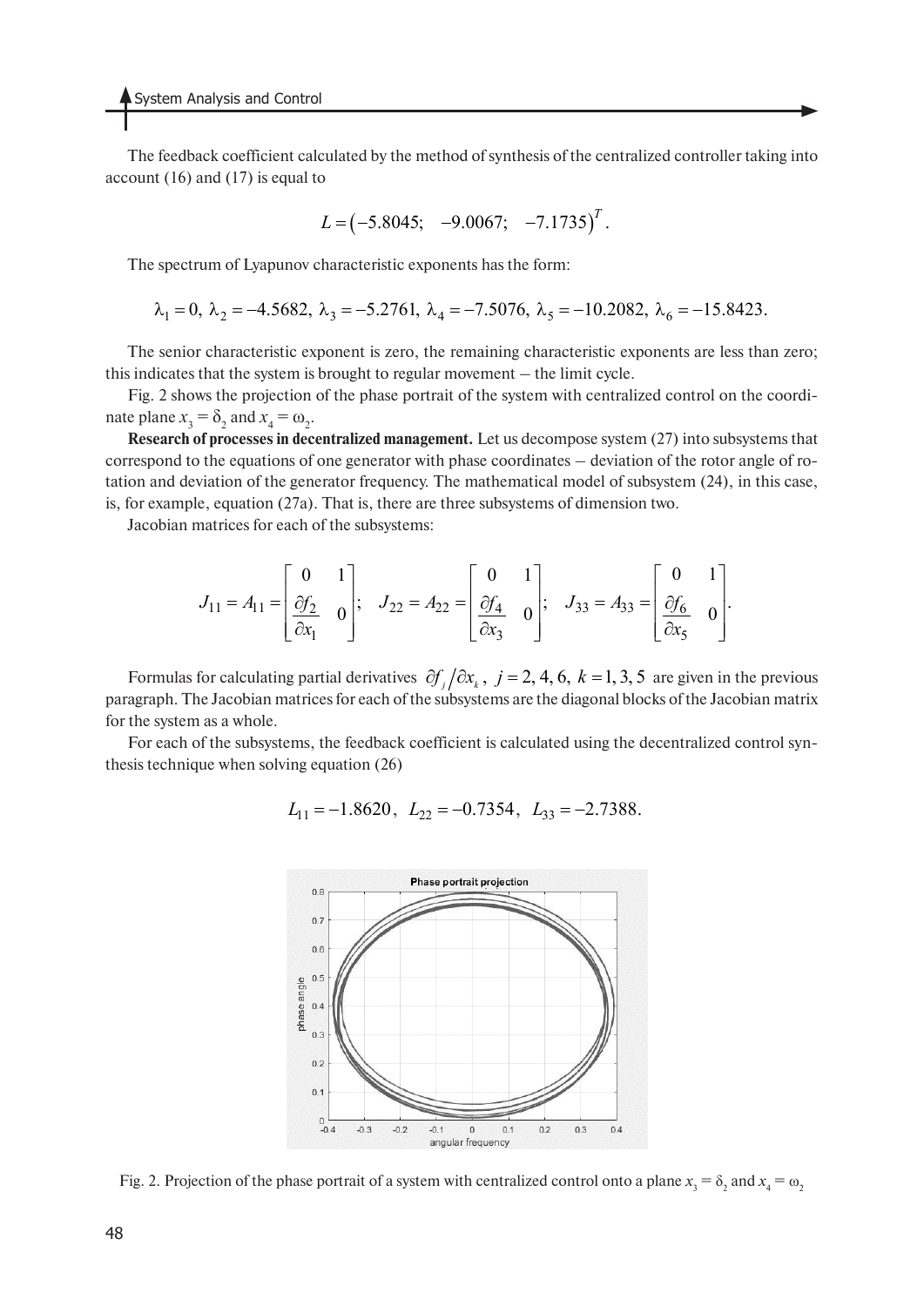The feedback coefficient calculated by the method of synthesis of the centralized controller taking into account (16) and (17) is equal to

$$L = (-5.8045; \quad -9.0067; \quad -7.1735)^T.$$

The spectrum of Lyapunov characteristic exponents has the form:

$$\lambda_1 = 0,\ \lambda_2 = -4.5682,\ \lambda_3 = -5.2761,\ \lambda_4 = -7.5076,\ \lambda_5 = -10.2082,\ \lambda_6 = -15.8423.$$

The senior characteristic exponent is zero, the remaining characteristic exponents are less than zero; this indicates that the system is brought to regular movement – the limit cycle.

Fig. 2 shows the projection of the phase portrait of the system with centralized control on the coordinate plane $x_3 = \delta_2$ and $x_4 = \omega_2$.

**Research of processes in decentralized management.** Let us decompose system (27) into subsystems that correspond to the equations of one generator with phase coordinates – deviation of the rotor angle of rotation and deviation of the generator frequency. The mathematical model of subsystem (24), in this case, is, for example, equation (27a). That is, there are three subsystems of dimension two.

Jacobian matrices for each of the subsystems:

$$J_{11} = A_{11} = \begin{bmatrix} 0 & 1 \\ \dfrac{\partial f_2}{\partial x_1} & 0 \end{bmatrix}; \quad J_{22} = A_{22} = \begin{bmatrix} 0 & 1 \\ \dfrac{\partial f_4}{\partial x_3} & 0 \end{bmatrix}; \quad J_{33} = A_{33} = \begin{bmatrix} 0 & 1 \\ \dfrac{\partial f_6}{\partial x_5} & 0 \end{bmatrix}.$$

Formulas for calculating partial derivatives $\partial f_j / \partial x_k$, $j = 2, 4, 6$, $k = 1, 3, 5$ are given in the previous paragraph. The Jacobian matrices for each of the subsystems are the diagonal blocks of the Jacobian matrix for the system as a whole.

For each of the subsystems, the feedback coefficient is calculated using the decentralized control synthesis technique when solving equation (26)

$$L_{11} = -1.8620,\ L_{22} = -0.7354,\ L_{33} = -2.7388.$$

Fig. 2. Projection of the phase portrait of a system with centralized control onto a plane $x_3 = \delta_2$ and $x_4 = \omega_2$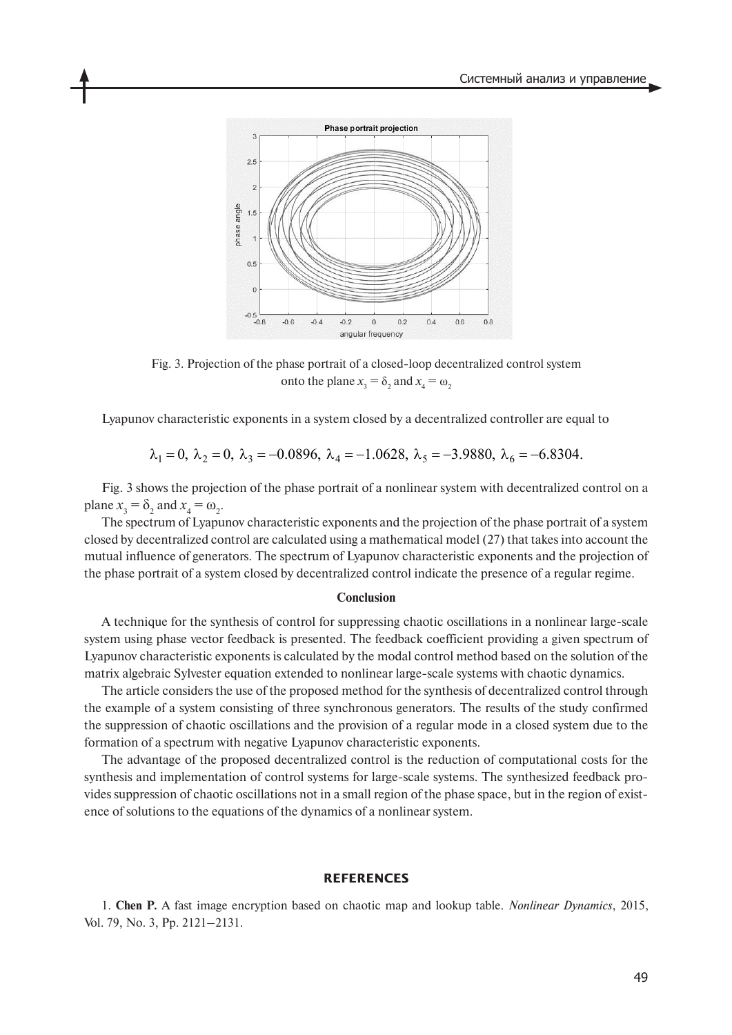Fig. 3. Projection of the phase portrait of a closed-loop decentralized control system onto the plane $x_3 = \delta_2$ and $x_4 = \omega_2$

Lyapunov characteristic exponents in a system closed by a decentralized controller are equal to

$$\lambda_1 = 0,\ \lambda_2 = 0,\ \lambda_3 = -0.0896,\ \lambda_4 = -1.0628,\ \lambda_5 = -3.9880,\ \lambda_6 = -6.8304.$$

Fig. 3 shows the projection of the phase portrait of a nonlinear system with decentralized control on a plane $x_3 = \delta_2$ and $x_4 = \omega_2$.

The spectrum of Lyapunov characteristic exponents and the projection of the phase portrait of a system closed by decentralized control are calculated using a mathematical model (27) that takes into account the mutual influence of generators. The spectrum of Lyapunov characteristic exponents and the projection of the phase portrait of a system closed by decentralized control indicate the presence of a regular regime.

## Conclusion

A technique for the synthesis of control for suppressing chaotic oscillations in a nonlinear large-scale system using phase vector feedback is presented. The feedback coefficient providing a given spectrum of Lyapunov characteristic exponents is calculated by the modal control method based on the solution of the matrix algebraic Sylvester equation extended to nonlinear large-scale systems with chaotic dynamics.

The article considers the use of the proposed method for the synthesis of decentralized control through the example of a system consisting of three synchronous generators. The results of the study confirmed the suppression of chaotic oscillations and the provision of a regular mode in a closed system due to the formation of a spectrum with negative Lyapunov characteristic exponents.

The advantage of the proposed decentralized control is the reduction of computational costs for the synthesis and implementation of control systems for large-scale systems. The synthesized feedback provides suppression of chaotic oscillations not in a small region of the phase space, but in the region of existence of solutions to the equations of the dynamics of a nonlinear system.

## REFERENCES

1. **Chen P.** A fast image encryption based on chaotic map and lookup table. *Nonlinear Dynamics*, 2015, Vol. 79, No. 3, Pp. 2121–2131.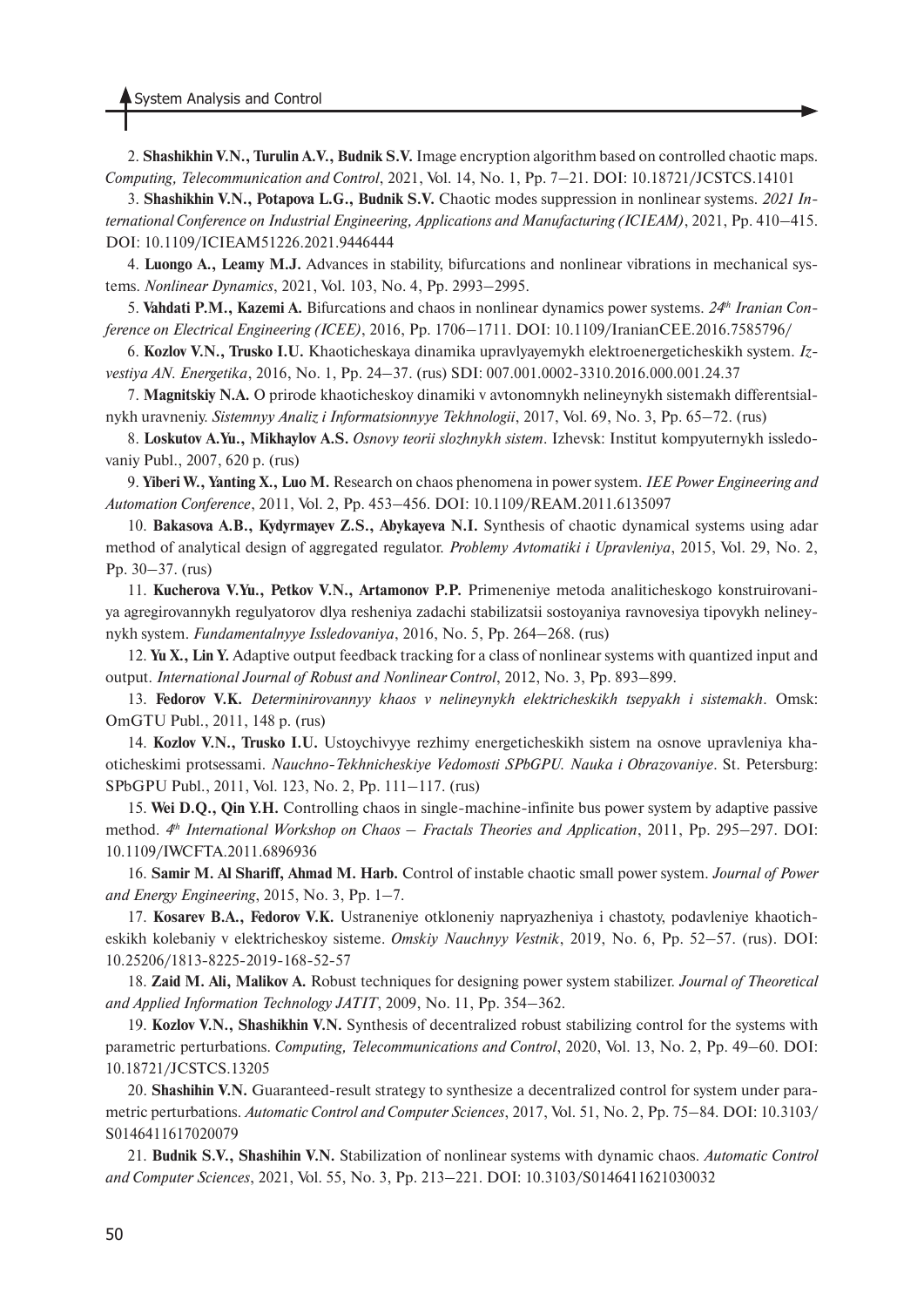2. **Shashikhin V.N., Turulin A.V., Budnik S.V.** Image encryption algorithm based on controlled chaotic maps. *Computing, Telecommunication and Control*, 2021, Vol. 14, No. 1, Pp. 7–21. DOI: 10.18721/JCSTCS.14101

3. **Shashikhin V.N., Potapova L.G., Budnik S.V.** Chaotic modes suppression in nonlinear systems. *2021 International Conference on Industrial Engineering, Applications and Manufacturing (ICIEAM)*, 2021, Pp. 410–415. DOI: 10.1109/ICIEAM51226.2021.9446444

4. **Luongo A., Leamy M.J.** Advances in stability, bifurcations and nonlinear vibrations in mechanical systems. *Nonlinear Dynamics*, 2021, Vol. 103, No. 4, Pp. 2993–2995.

5. **Vahdati P.M., Kazemi A.** Bifurcations and chaos in nonlinear dynamics power systems. *24th Iranian Conference on Electrical Engineering (ICEE)*, 2016, Pp. 1706–1711. DOI: 10.1109/IranianCEE.2016.7585796/

6. **Kozlov V.N., Trusko I.U.** Khaoticheskaya dinamika upravlyayemykh elektroenergeticheskikh system. *Izvestiya AN. Energetika*, 2016, No. 1, Pp. 24–37. (rus) SDI: 007.001.0002-3310.2016.000.001.24.37

7. **Magnitskiy N.A.** O prirode khaoticheskoy dinamiki v avtonomnykh nelineynykh sistemakh differentsialnykh uravneniy. *Sistemnyy Analiz i Informatsionnyye Tekhnologii*, 2017, Vol. 69, No. 3, Pp. 65–72. (rus)

8. **Loskutov A.Yu., Mikhaylov A.S.** *Osnovy teorii slozhnykh sistem*. Izhevsk: Institut kompyuternykh issledovaniy Publ., 2007, 620 p. (rus)

9. **Yiberi W., Yanting X., Luo M.** Research on chaos phenomena in power system. *IEE Power Engineering and Automation Conference*, 2011, Vol. 2, Pp. 453–456. DOI: 10.1109/REAM.2011.6135097

10. **Bakasova A.B., Kydyrmayev Z.S., Abykayeva N.I.** Synthesis of chaotic dynamical systems using adar method of analytical design of aggregated regulator. *Problemy Avtomatiki i Upravleniya*, 2015, Vol. 29, No. 2, Pp. 30–37. (rus)

11. **Kucherova V.Yu., Petkov V.N., Artamonov P.P.** Primeneniye metoda analiticheskogo konstruirovaniya agregirovannykh regulyatorov dlya resheniya zadachi stabilizatsii sostoyaniya ravnovesiya tipovykh nelineynykh system. *Fundamentalnyye Issledovaniya*, 2016, No. 5, Pp. 264–268. (rus)

12. **Yu X., Lin Y.** Adaptive output feedback tracking for a class of nonlinear systems with quantized input and output. *International Journal of Robust and Nonlinear Control*, 2012, No. 3, Pp. 893–899.

13. **Fedorov V.K.** *Determinirovannyy khaos v nelineynykh elektricheskikh tsepyakh i sistemakh*. Omsk: OmGTU Publ., 2011, 148 p. (rus)

14. **Kozlov V.N., Trusko I.U.** Ustoychivyye rezhimy energeticheskikh sistem na osnove upravleniya khaoticheskimi protsessami. *Nauchno-Tekhnicheskiye Vedomosti SPbGPU. Nauka i Obrazovaniye*. St. Petersburg: SPbGPU Publ., 2011, Vol. 123, No. 2, Pp. 111–117. (rus)

15. **Wei D.Q., Qin Y.H.** Controlling chaos in single-machine-infinite bus power system by adaptive passive method. *4th International Workshop on Chaos – Fractals Theories and Application*, 2011, Pp. 295–297. DOI: 10.1109/IWCFTA.2011.6896936

16. **Samir M. Al Shariff, Ahmad M. Harb.** Control of instable chaotic small power system. *Journal of Power and Energy Engineering*, 2015, No. 3, Pp. 1–7.

17. **Kosarev B.A., Fedorov V.K.** Ustraneniye otkloneniy napryazheniya i chastoty, podavleniye khaoticheskikh kolebaniy v elektricheskoy sisteme. *Omskiy Nauchnyy Vestnik*, 2019, No. 6, Pp. 52–57. (rus). DOI: 10.25206/1813-8225-2019-168-52-57

18. **Zaid M. Ali, Malikov A.** Robust techniques for designing power system stabilizer. *Journal of Theoretical and Applied Information Technology JATIT*, 2009, No. 11, Pp. 354–362.

19. **Kozlov V.N., Shashikhin V.N.** Synthesis of decentralized robust stabilizing control for the systems with parametric perturbations. *Computing, Telecommunications and Control*, 2020, Vol. 13, No. 2, Pp. 49–60. DOI: 10.18721/JCSTCS.13205

20. **Shashihin V.N.** Guaranteed-result strategy to synthesize a decentralized control for system under parametric perturbations. *Automatic Control and Computer Sciences*, 2017, Vol. 51, No. 2, Pp. 75–84. DOI: 10.3103/S0146411617020079

21. **Budnik S.V., Shashihin V.N.** Stabilization of nonlinear systems with dynamic chaos. *Automatic Control and Computer Sciences*, 2021, Vol. 55, No. 3, Pp. 213–221. DOI: 10.3103/S0146411621030032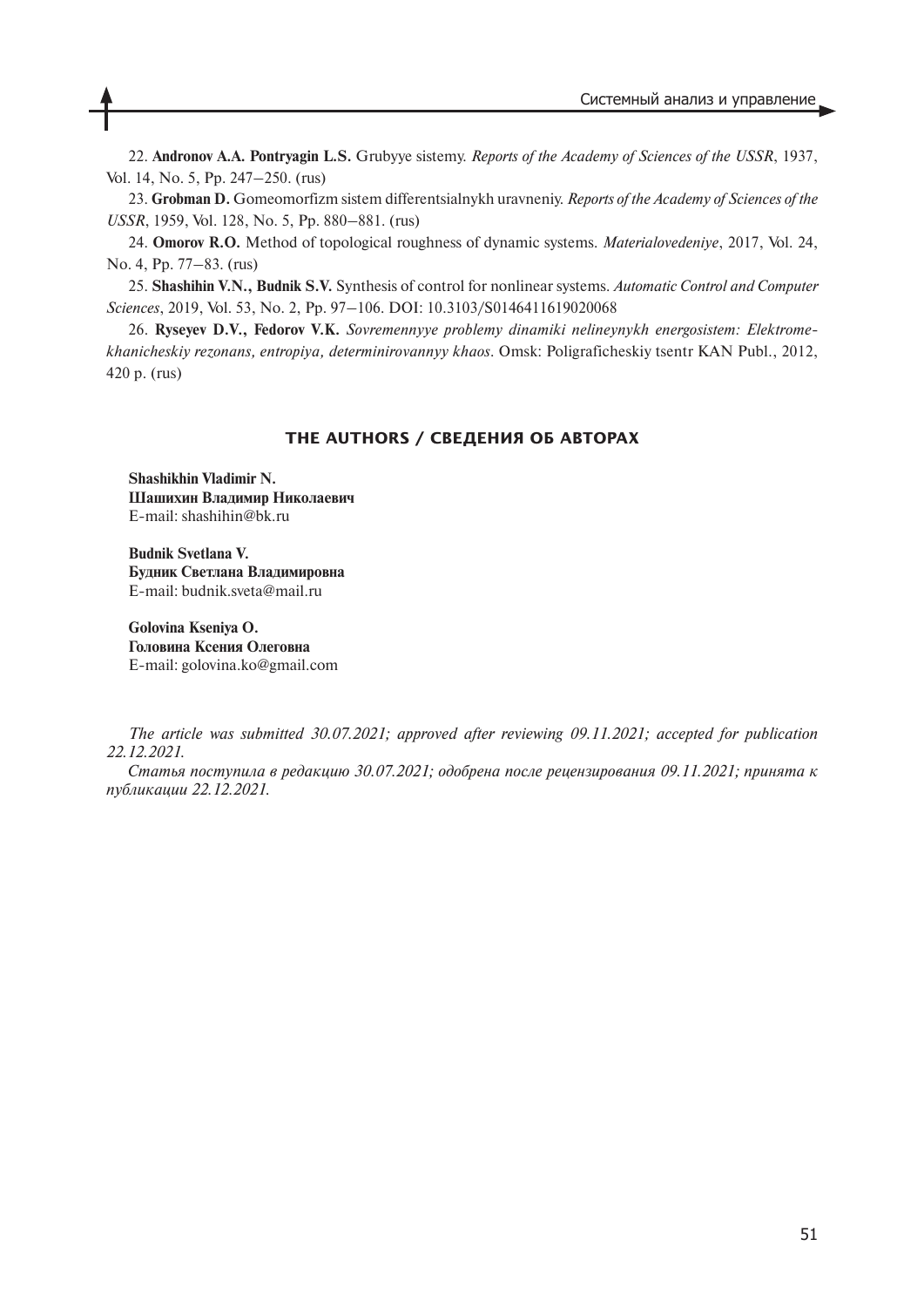22. **Andronov A.A. Pontryagin L.S.** Grubyye sistemy. *Reports of the Academy of Sciences of the USSR*, 1937, Vol. 14, No. 5, Pp. 247–250. (rus)

23. **Grobman D.** Gomeomorfizm sistem differentsialnykh uravneniy. *Reports of the Academy of Sciences of the USSR*, 1959, Vol. 128, No. 5, Pp. 880–881. (rus)

24. **Omorov R.O.** Method of topological roughness of dynamic systems. *Materialovedeniye*, 2017, Vol. 24, No. 4, Pp. 77–83. (rus)

25. **Shashihin V.N., Budnik S.V.** Synthesis of control for nonlinear systems. *Automatic Control and Computer Sciences*, 2019, Vol. 53, No. 2, Pp. 97–106. DOI: 10.3103/S0146411619020068

26. **Ryseyev D.V., Fedorov V.K.** *Sovremennyye problemy dinamiki nelineynykh energosistem: Elektromekhanicheskiy rezonans, entropiya, determinirovannyy khaos*. Omsk: Poligraficheskiy tsentr KAN Publ., 2012, 420 p. (rus)

## THE AUTHORS / СВЕДЕНИЯ ОБ АВТОРАХ

**Shashikhin Vladimir N.**
**Шашихин Владимир Николаевич**
E-mail: shashihin@bk.ru

**Budnik Svetlana V.**
**Будник Светлана Владимировна**
E-mail: budnik.sveta@mail.ru

**Golovina Kseniya O.**
**Головина Ксения Олеговна**
E-mail: golovina.ko@gmail.com

*The article was submitted 30.07.2021; approved after reviewing 09.11.2021; accepted for publication 22.12.2021.*

*Статья поступила в редакцию 30.07.2021; одобрена после рецензирования 09.11.2021; принята к публикации 22.12.2021.*